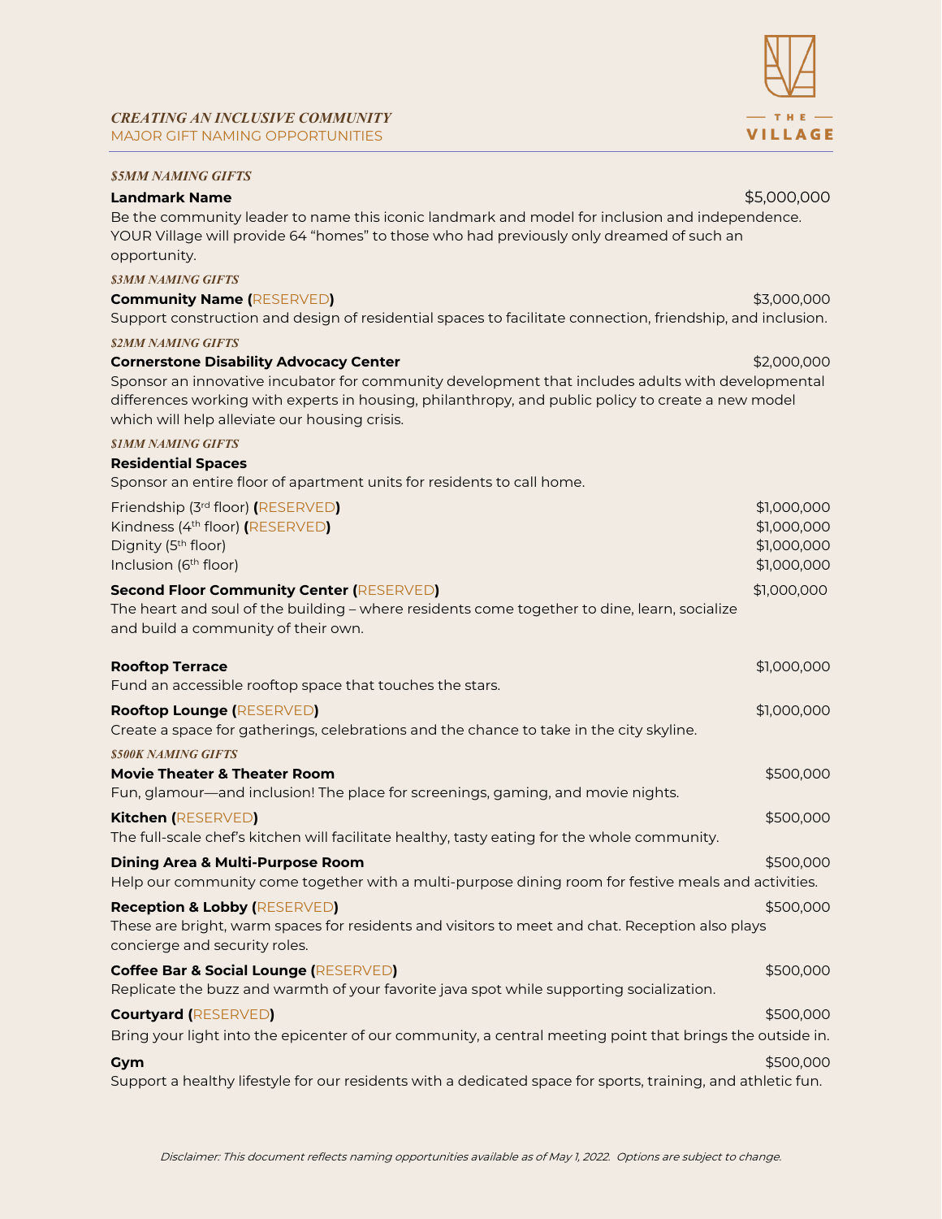*CREATING AN INCLUSIVE COMMUNITY*
MAJOR GIFT NAMING OPPORTUNITIES

THE VILLAGE

### *$5MM NAMING GIFTS*

**Landmark Name** — $5,000,000

Be the community leader to name this iconic landmark and model for inclusion and independence. YOUR Village will provide 64 "homes" to those who had previously only dreamed of such an opportunity.

### *$3MM NAMING GIFTS*

**Community Name (RESERVED)** — $3,000,000

Support construction and design of residential spaces to facilitate connection, friendship, and inclusion.

### *$2MM NAMING GIFTS*

**Cornerstone Disability Advocacy Center** — $2,000,000

Sponsor an innovative incubator for community development that includes adults with developmental differences working with experts in housing, philanthropy, and public policy to create a new model which will help alleviate our housing crisis.

### *$1MM NAMING GIFTS*

**Residential Spaces**

Sponsor an entire floor of apartment units for residents to call home.

| | |
|---|---|
| Friendship (3rd floor) **(RESERVED)** | $1,000,000 |
| Kindness (4th floor) **(RESERVED)** | $1,000,000 |
| Dignity (5th floor) | $1,000,000 |
| Inclusion (6th floor) | $1,000,000 |

**Second Floor Community Center (RESERVED)** — $1,000,000

The heart and soul of the building – where residents come together to dine, learn, socialize and build a community of their own.

**Rooftop Terrace** — $1,000,000

Fund an accessible rooftop space that touches the stars.

**Rooftop Lounge (RESERVED)** — $1,000,000

Create a space for gatherings, celebrations and the chance to take in the city skyline.

### *$500K NAMING GIFTS*

**Movie Theater & Theater Room** — $500,000

Fun, glamour—and inclusion! The place for screenings, gaming, and movie nights.

**Kitchen (RESERVED)** — $500,000

The full-scale chef's kitchen will facilitate healthy, tasty eating for the whole community.

**Dining Area & Multi-Purpose Room** — $500,000

Help our community come together with a multi-purpose dining room for festive meals and activities.

**Reception & Lobby (RESERVED)** — $500,000

These are bright, warm spaces for residents and visitors to meet and chat. Reception also plays concierge and security roles.

**Coffee Bar & Social Lounge (RESERVED)** — $500,000

Replicate the buzz and warmth of your favorite java spot while supporting socialization.

**Courtyard (RESERVED)** — $500,000

Bring your light into the epicenter of our community, a central meeting point that brings the outside in.

**Gym** — $500,000

Support a healthy lifestyle for our residents with a dedicated space for sports, training, and athletic fun.

*Disclaimer: This document reflects naming opportunities available as of May 1, 2022. Options are subject to change.*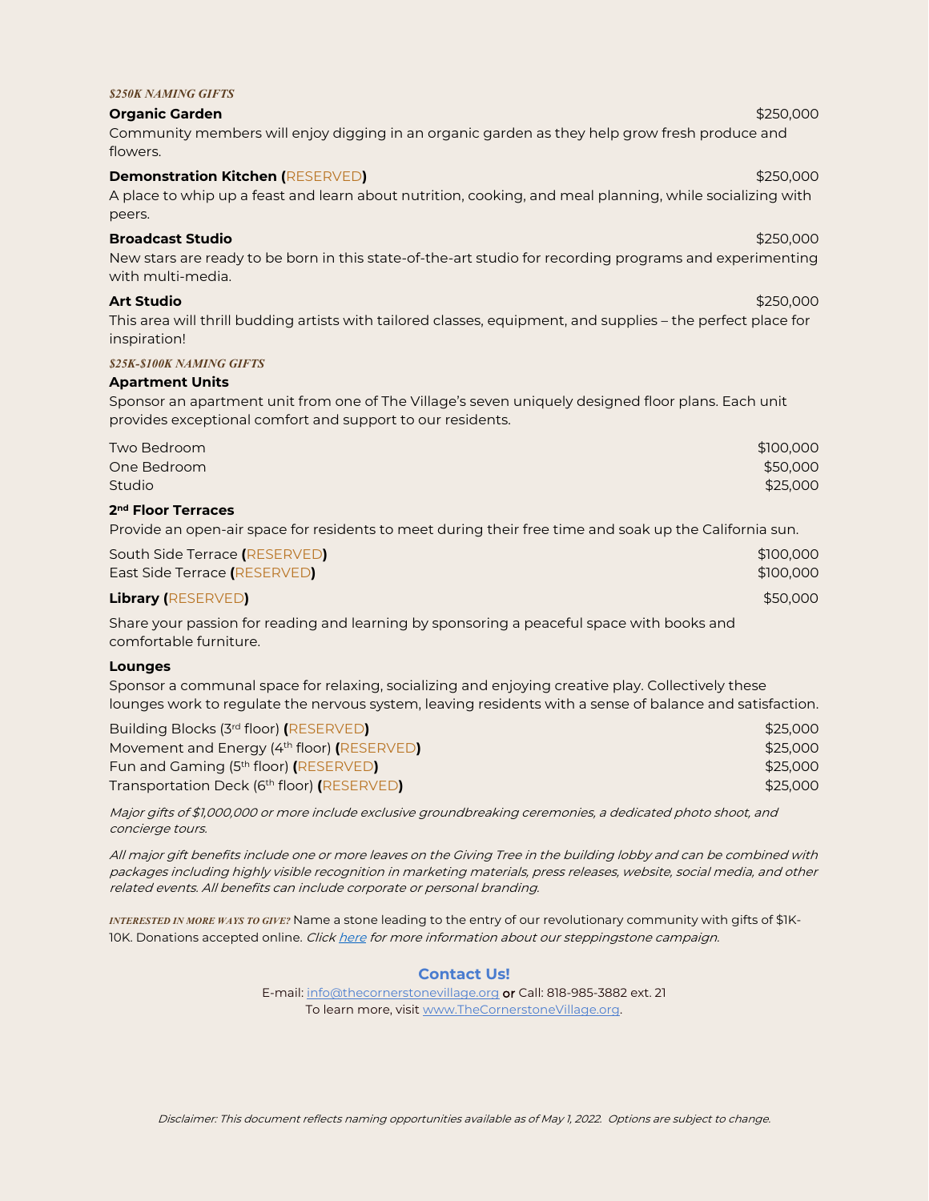***$250K NAMING GIFTS***

**Organic Garden** $250,000

Community members will enjoy digging in an organic garden as they help grow fresh produce and flowers.

**Demonstration Kitchen (**RESERVED**)** $250,000

A place to whip up a feast and learn about nutrition, cooking, and meal planning, while socializing with peers.

**Broadcast Studio** $250,000

New stars are ready to be born in this state-of-the-art studio for recording programs and experimenting with multi-media.

**Art Studio** $250,000

This area will thrill budding artists with tailored classes, equipment, and supplies – the perfect place for inspiration!

***$25K-$100K NAMING GIFTS***

**Apartment Units**

Sponsor an apartment unit from one of The Village's seven uniquely designed floor plans. Each unit provides exceptional comfort and support to our residents.

| | |
|---|---|
| Two Bedroom | $100,000 |
| One Bedroom | $50,000 |
| Studio | $25,000 |

**2nd Floor Terraces**

Provide an open-air space for residents to meet during their free time and soak up the California sun.

| | |
|---|---|
| South Side Terrace **(**RESERVED**)** | $100,000 |
| East Side Terrace **(**RESERVED**)** | $100,000 |

**Library (**RESERVED**)** $50,000

Share your passion for reading and learning by sponsoring a peaceful space with books and comfortable furniture.

**Lounges**

Sponsor a communal space for relaxing, socializing and enjoying creative play. Collectively these lounges work to regulate the nervous system, leaving residents with a sense of balance and satisfaction.

| | |
|---|---|
| Building Blocks (3rd floor) **(**RESERVED**)** | $25,000 |
| Movement and Energy (4th floor) **(**RESERVED**)** | $25,000 |
| Fun and Gaming (5th floor) **(**RESERVED**)** | $25,000 |
| Transportation Deck (6th floor) **(**RESERVED**)** | $25,000 |

*Major gifts of $1,000,000 or more include exclusive groundbreaking ceremonies, a dedicated photo shoot, and concierge tours.*

*All major gift benefits include one or more leaves on the Giving Tree in the building lobby and can be combined with packages including highly visible recognition in marketing materials, press releases, website, social media, and other related events. All benefits can include corporate or personal branding.*

***INTERESTED IN MORE WAYS TO GIVE?*** Name a stone leading to the entry of our revolutionary community with gifts of $1K-10K. Donations accepted online. *Click [here](#) for more information about our steppingstone campaign.*

## Contact Us!

E-mail: info@thecornerstonevillage.org **or** Call: 818-985-3882 ext. 21
To learn more, visit www.TheCornerstoneVillage.org.

*Disclaimer: This document reflects naming opportunities available as of May 1, 2022. Options are subject to change.*